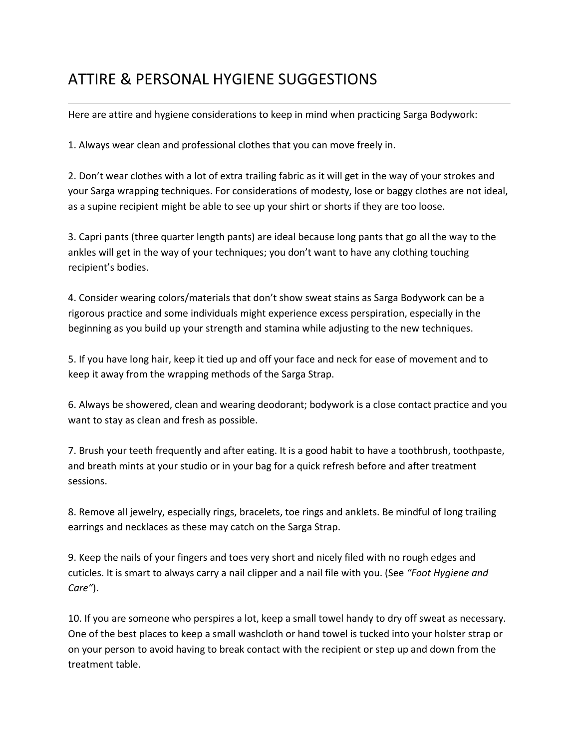# ATTIRE & PERSONAL HYGIENE SUGGESTIONS

Here are attire and hygiene considerations to keep in mind when practicing Sarga Bodywork:

1. Always wear clean and professional clothes that you can move freely in.

2. Don't wear clothes with a lot of extra trailing fabric as it will get in the way of your strokes and your Sarga wrapping techniques. For considerations of modesty, lose or baggy clothes are not ideal, as a supine recipient might be able to see up your shirt or shorts if they are too loose.

3. Capri pants (three quarter length pants) are ideal because long pants that go all the way to the ankles will get in the way of your techniques; you don't want to have any clothing touching recipient's bodies.

4. Consider wearing colors/materials that don't show sweat stains as Sarga Bodywork can be a rigorous practice and some individuals might experience excess perspiration, especially in the beginning as you build up your strength and stamina while adjusting to the new techniques.

5. If you have long hair, keep it tied up and off your face and neck for ease of movement and to keep it away from the wrapping methods of the Sarga Strap.

6. Always be showered, clean and wearing deodorant; bodywork is a close contact practice and you want to stay as clean and fresh as possible.

7. Brush your teeth frequently and after eating. It is a good habit to have a toothbrush, toothpaste, and breath mints at your studio or in your bag for a quick refresh before and after treatment sessions.

8. Remove all jewelry, especially rings, bracelets, toe rings and anklets. Be mindful of long trailing earrings and necklaces as these may catch on the Sarga Strap.

9. Keep the nails of your fingers and toes very short and nicely filed with no rough edges and cuticles. It is smart to always carry a nail clipper and a nail file with you. (See *"Foot Hygiene and Care"*).

10. If you are someone who perspires a lot, keep a small towel handy to dry off sweat as necessary. One of the best places to keep a small washcloth or hand towel is tucked into your holster strap or on your person to avoid having to break contact with the recipient or step up and down from the treatment table.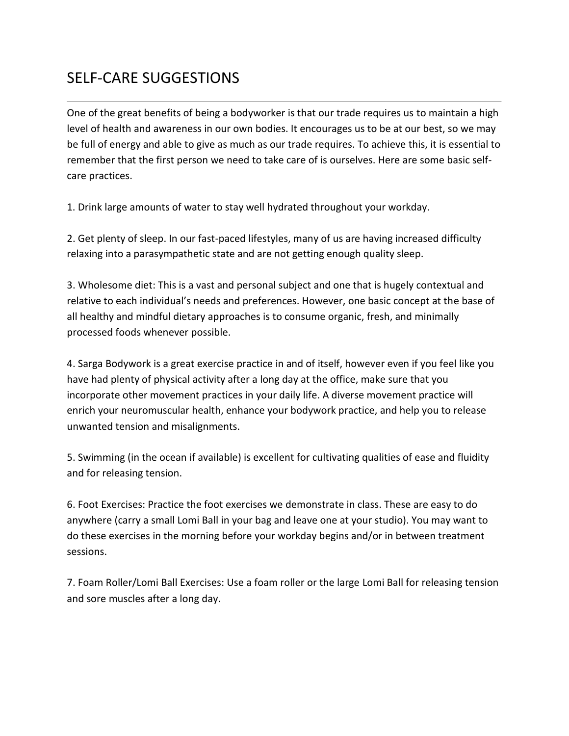# SELF-CARE SUGGESTIONS

One of the great benefits of being a bodyworker is that our trade requires us to maintain a high level of health and awareness in our own bodies. It encourages us to be at our best, so we may be full of energy and able to give as much as our trade requires. To achieve this, it is essential to remember that the first person we need to take care of is ourselves. Here are some basic self-care practices.

1. Drink large amounts of water to stay well hydrated throughout your workday.

2. Get plenty of sleep. In our fast-paced lifestyles, many of us are having increased difficulty relaxing into a parasympathetic state and are not getting enough quality sleep.

3. Wholesome diet: This is a vast and personal subject and one that is hugely contextual and relative to each individual's needs and preferences. However, one basic concept at the base of all healthy and mindful dietary approaches is to consume organic, fresh, and minimally processed foods whenever possible.

4. Sarga Bodywork is a great exercise practice in and of itself, however even if you feel like you have had plenty of physical activity after a long day at the office, make sure that you incorporate other movement practices in your daily life. A diverse movement practice will enrich your neuromuscular health, enhance your bodywork practice, and help you to release unwanted tension and misalignments.

5. Swimming (in the ocean if available) is excellent for cultivating qualities of ease and fluidity and for releasing tension.

6. Foot Exercises: Practice the foot exercises we demonstrate in class. These are easy to do anywhere (carry a small Lomi Ball in your bag and leave one at your studio). You may want to do these exercises in the morning before your workday begins and/or in between treatment sessions.

7. Foam Roller/Lomi Ball Exercises: Use a foam roller or the large Lomi Ball for releasing tension and sore muscles after a long day.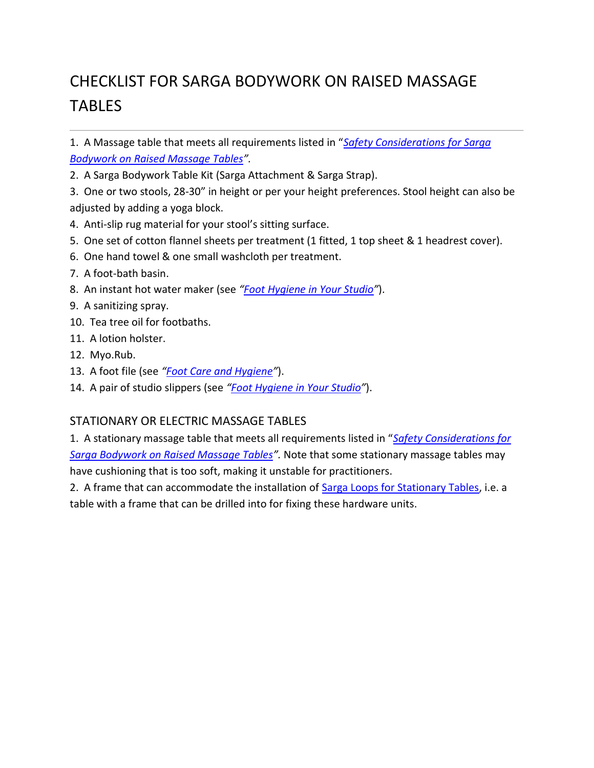# CHECKLIST FOR SARGA BODYWORK ON RAISED MASSAGE TABLES

---

1. A Massage table that meets all requirements listed in "*Safety Considerations for Sarga Bodywork on Raised Massage Tables*".
2. A Sarga Bodywork Table Kit (Sarga Attachment & Sarga Strap).
3. One or two stools, 28-30" in height or per your height preferences. Stool height can also be adjusted by adding a yoga block.
4. Anti-slip rug material for your stool's sitting surface.
5. One set of cotton flannel sheets per treatment (1 fitted, 1 top sheet & 1 headrest cover).
6. One hand towel & one small washcloth per treatment.
7. A foot-bath basin.
8. An instant hot water maker (see *"Foot Hygiene in Your Studio"*).
9. A sanitizing spray.
10. Tea tree oil for footbaths.
11. A lotion holster.
12. Myo.Rub.
13. A foot file (see *"Foot Care and Hygiene"*).
14. A pair of studio slippers (see *"Foot Hygiene in Your Studio"*).

## STATIONARY OR ELECTRIC MASSAGE TABLES

1. A stationary massage table that meets all requirements listed in "*Safety Considerations for Sarga Bodywork on Raised Massage Tables*". Note that some stationary massage tables may have cushioning that is too soft, making it unstable for practitioners.
2. A frame that can accommodate the installation of Sarga Loops for Stationary Tables, i.e. a table with a frame that can be drilled into for fixing these hardware units.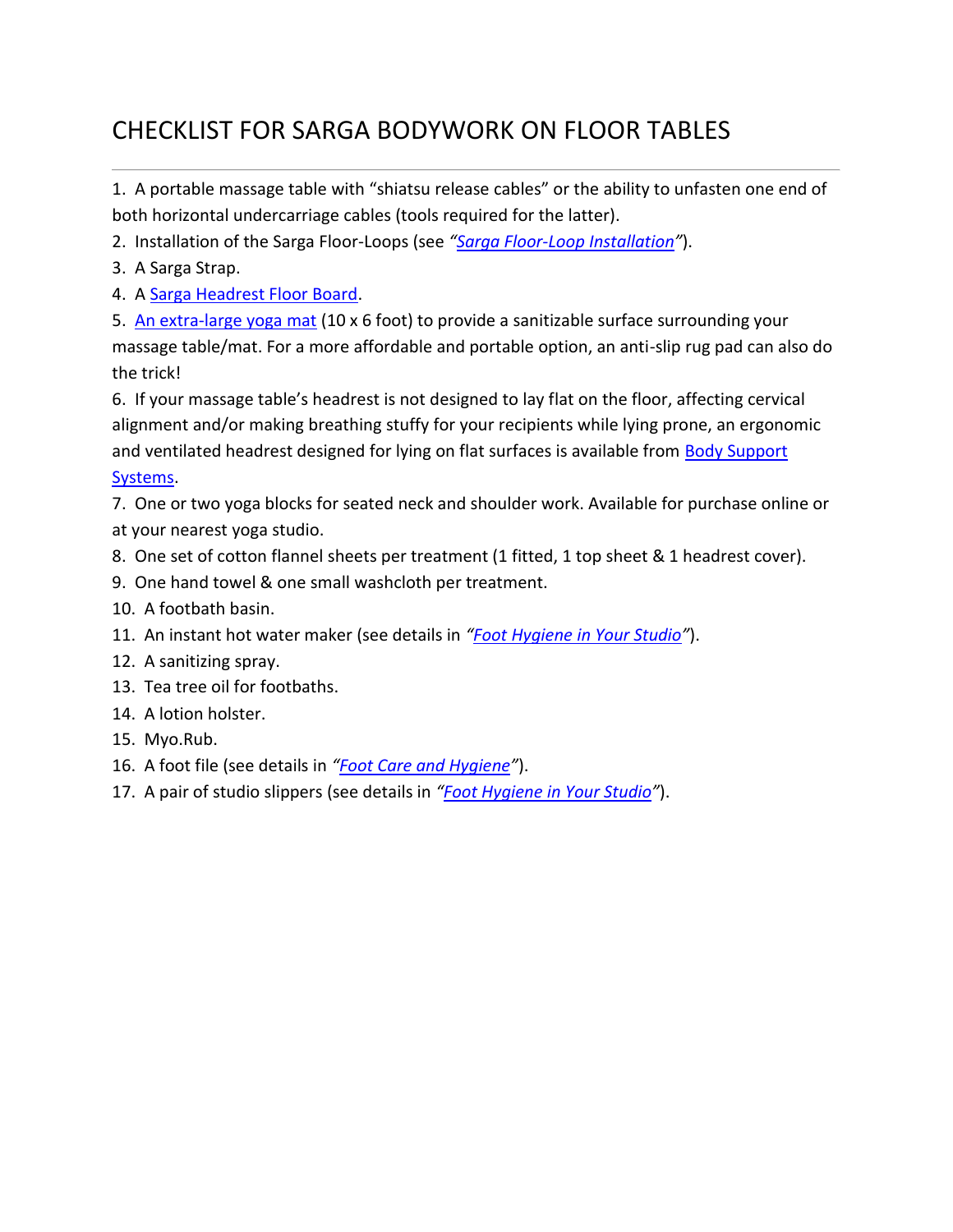# CHECKLIST FOR SARGA BODYWORK ON FLOOR TABLES

1. A portable massage table with "shiatsu release cables" or the ability to unfasten one end of both horizontal undercarriage cables (tools required for the latter).
2. Installation of the Sarga Floor-Loops (see *"Sarga Floor-Loop Installation"*).
3. A Sarga Strap.
4. A Sarga Headrest Floor Board.
5. An extra-large yoga mat (10 x 6 foot) to provide a sanitizable surface surrounding your massage table/mat. For a more affordable and portable option, an anti-slip rug pad can also do the trick!
6. If your massage table's headrest is not designed to lay flat on the floor, affecting cervical alignment and/or making breathing stuffy for your recipients while lying prone, an ergonomic and ventilated headrest designed for lying on flat surfaces is available from Body Support Systems.
7. One or two yoga blocks for seated neck and shoulder work. Available for purchase online or at your nearest yoga studio.
8. One set of cotton flannel sheets per treatment (1 fitted, 1 top sheet & 1 headrest cover).
9. One hand towel & one small washcloth per treatment.
10. A footbath basin.
11. An instant hot water maker (see details in *"Foot Hygiene in Your Studio"*).
12. A sanitizing spray.
13. Tea tree oil for footbaths.
14. A lotion holster.
15. Myo.Rub.
16. A foot file (see details in *"Foot Care and Hygiene"*).
17. A pair of studio slippers (see details in *"Foot Hygiene in Your Studio"*).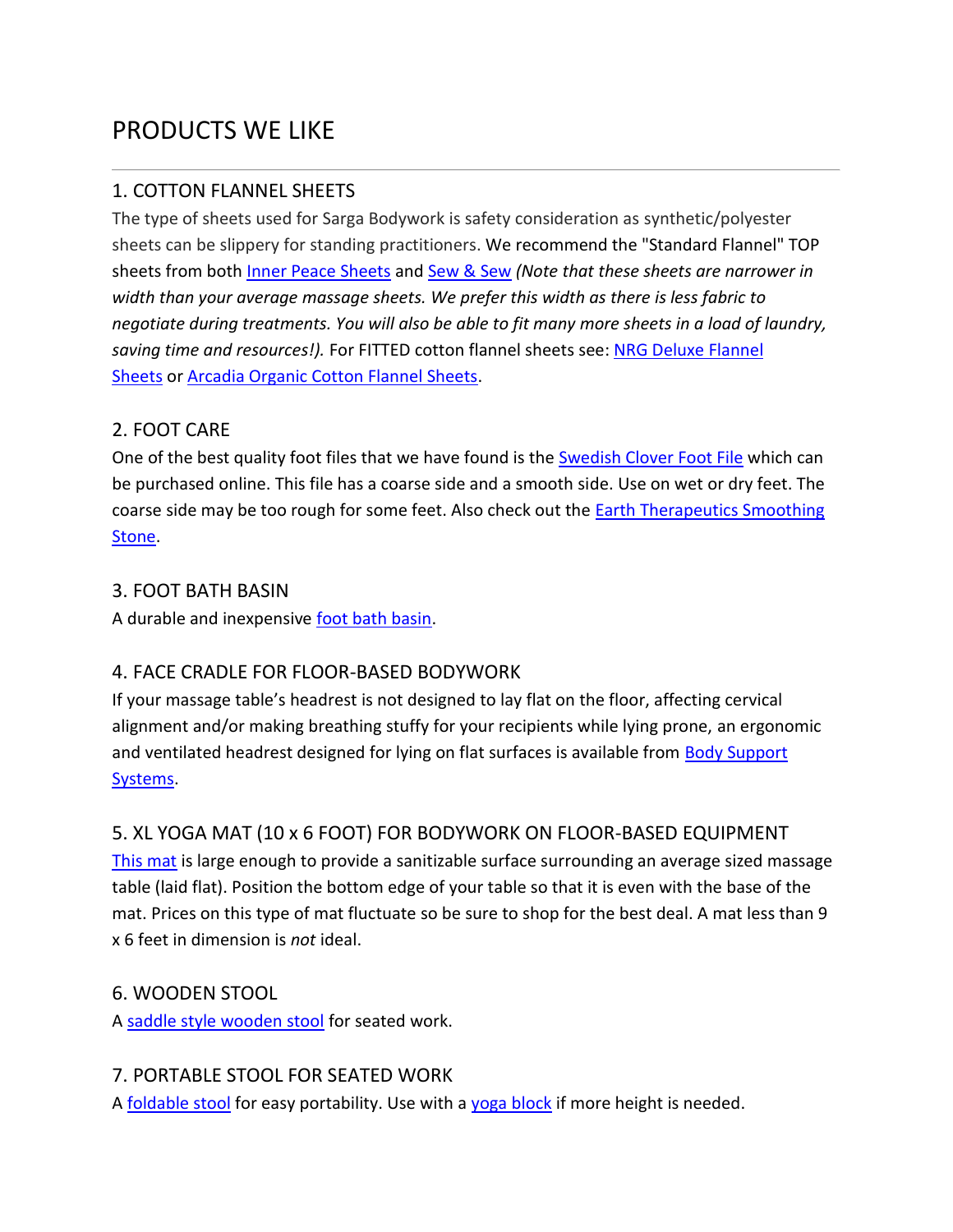# PRODUCTS WE LIKE

---

## 1. COTTON FLANNEL SHEETS

The type of sheets used for Sarga Bodywork is safety consideration as synthetic/polyester sheets can be slippery for standing practitioners. We recommend the "Standard Flannel" TOP sheets from both Inner Peace Sheets and Sew & Sew *(Note that these sheets are narrower in width than your average massage sheets. We prefer this width as there is less fabric to negotiate during treatments. You will also be able to fit many more sheets in a load of laundry, saving time and resources!).* For FITTED cotton flannel sheets see: NRG Deluxe Flannel Sheets or Arcadia Organic Cotton Flannel Sheets.

## 2. FOOT CARE

One of the best quality foot files that we have found is the Swedish Clover Foot File which can be purchased online. This file has a coarse side and a smooth side. Use on wet or dry feet. The coarse side may be too rough for some feet. Also check out the Earth Therapeutics Smoothing Stone.

## 3. FOOT BATH BASIN

A durable and inexpensive foot bath basin.

## 4. FACE CRADLE FOR FLOOR-BASED BODYWORK

If your massage table's headrest is not designed to lay flat on the floor, affecting cervical alignment and/or making breathing stuffy for your recipients while lying prone, an ergonomic and ventilated headrest designed for lying on flat surfaces is available from Body Support Systems.

## 5. XL YOGA MAT (10 x 6 FOOT) FOR BODYWORK ON FLOOR-BASED EQUIPMENT

This mat is large enough to provide a sanitizable surface surrounding an average sized massage table (laid flat). Position the bottom edge of your table so that it is even with the base of the mat. Prices on this type of mat fluctuate so be sure to shop for the best deal. A mat less than 9 x 6 feet in dimension is *not* ideal.

## 6. WOODEN STOOL

A saddle style wooden stool for seated work.

## 7. PORTABLE STOOL FOR SEATED WORK

A foldable stool for easy portability. Use with a yoga block if more height is needed.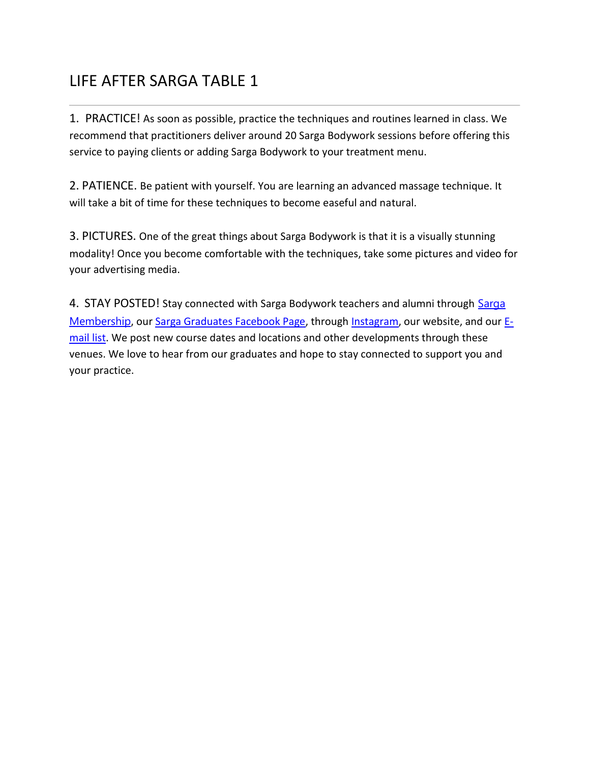# LIFE AFTER SARGA TABLE 1

---

1. PRACTICE! As soon as possible, practice the techniques and routines learned in class. We recommend that practitioners deliver around 20 Sarga Bodywork sessions before offering this service to paying clients or adding Sarga Bodywork to your treatment menu.

2. PATIENCE. Be patient with yourself. You are learning an advanced massage technique. It will take a bit of time for these techniques to become easeful and natural.

3. PICTURES. One of the great things about Sarga Bodywork is that it is a visually stunning modality! Once you become comfortable with the techniques, take some pictures and video for your advertising media.

4. STAY POSTED! Stay connected with Sarga Bodywork teachers and alumni through Sarga Membership, our Sarga Graduates Facebook Page, through Instagram, our website, and our E-mail list. We post new course dates and locations and other developments through these venues. We love to hear from our graduates and hope to stay connected to support you and your practice.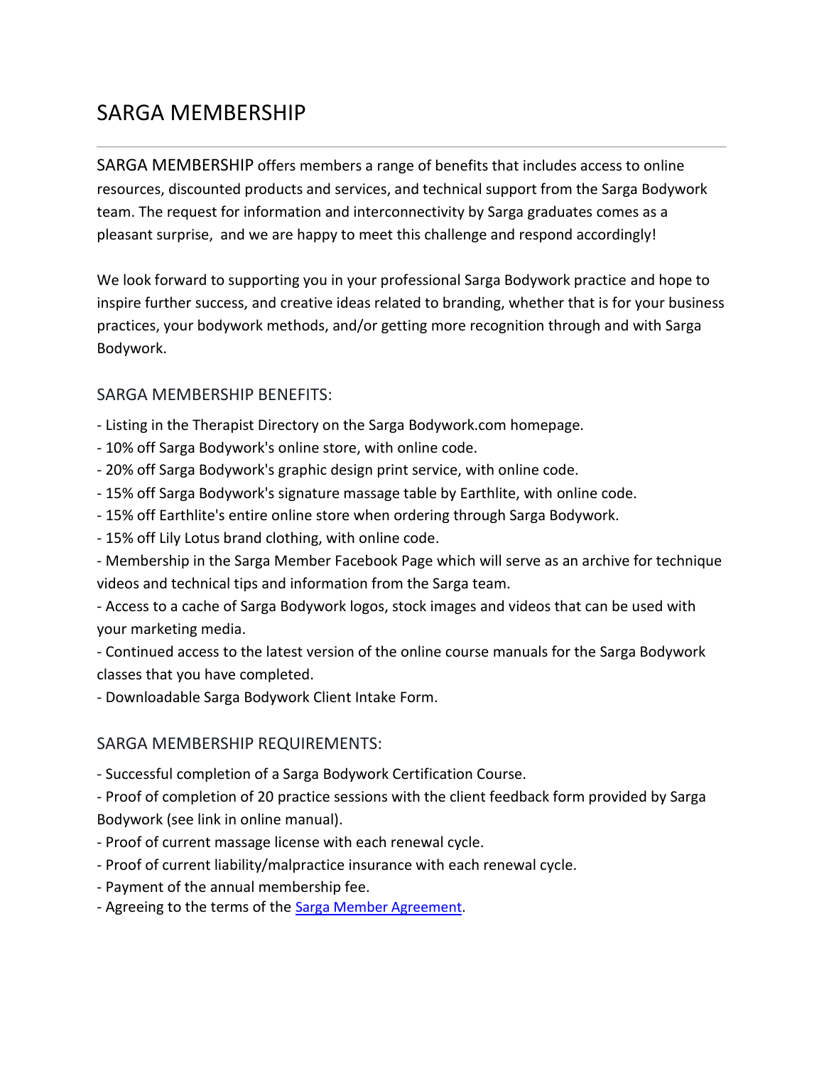# SARGA MEMBERSHIP

SARGA MEMBERSHIP offers members a range of benefits that includes access to online resources, discounted products and services, and technical support from the Sarga Bodywork team. The request for information and interconnectivity by Sarga graduates comes as a pleasant surprise, and we are happy to meet this challenge and respond accordingly!

We look forward to supporting you in your professional Sarga Bodywork practice and hope to inspire further success, and creative ideas related to branding, whether that is for your business practices, your bodywork methods, and/or getting more recognition through and with Sarga Bodywork.

## SARGA MEMBERSHIP BENEFITS:

- Listing in the Therapist Directory on the Sarga Bodywork.com homepage.
- 10% off Sarga Bodywork's online store, with online code.
- 20% off Sarga Bodywork's graphic design print service, with online code.
- 15% off Sarga Bodywork's signature massage table by Earthlite, with online code.
- 15% off Earthlite's entire online store when ordering through Sarga Bodywork.
- 15% off Lily Lotus brand clothing, with online code.
- Membership in the Sarga Member Facebook Page which will serve as an archive for technique videos and technical tips and information from the Sarga team.
- Access to a cache of Sarga Bodywork logos, stock images and videos that can be used with your marketing media.
- Continued access to the latest version of the online course manuals for the Sarga Bodywork classes that you have completed.
- Downloadable Sarga Bodywork Client Intake Form.

## SARGA MEMBERSHIP REQUIREMENTS:

- Successful completion of a Sarga Bodywork Certification Course.
- Proof of completion of 20 practice sessions with the client feedback form provided by Sarga Bodywork (see link in online manual).
- Proof of current massage license with each renewal cycle.
- Proof of current liability/malpractice insurance with each renewal cycle.
- Payment of the annual membership fee.
- Agreeing to the terms of the Sarga Member Agreement.